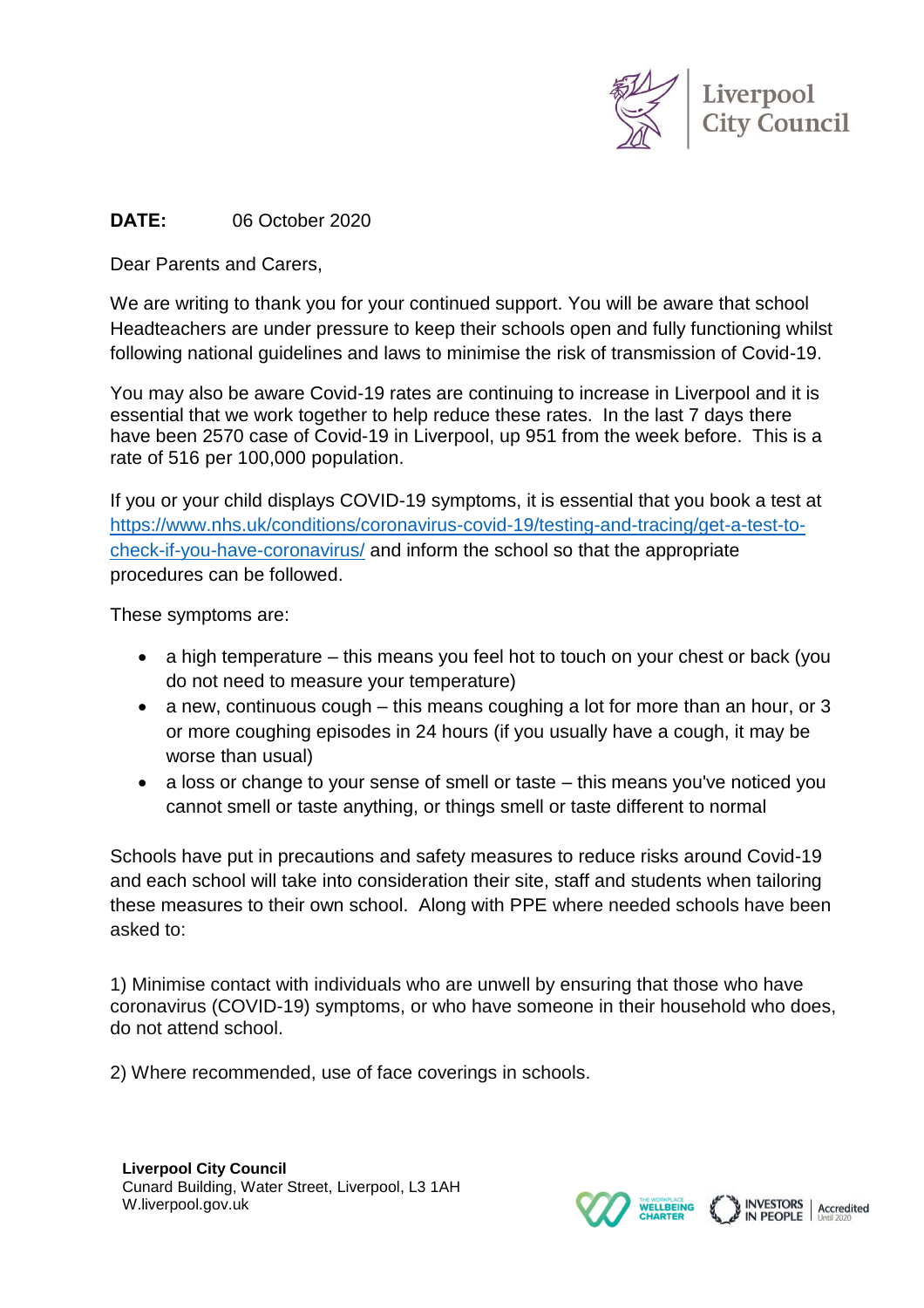Liverpool City Council

**DATE:** 06 October 2020

Dear Parents and Carers,

We are writing to thank you for your continued support. You will be aware that school Headteachers are under pressure to keep their schools open and fully functioning whilst following national guidelines and laws to minimise the risk of transmission of Covid-19.

You may also be aware Covid-19 rates are continuing to increase in Liverpool and it is essential that we work together to help reduce these rates. In the last 7 days there have been 2570 case of Covid-19 in Liverpool, up 951 from the week before. This is a rate of 516 per 100,000 population.

If you or your child displays COVID-19 symptoms, it is essential that you book a test at [https://www.nhs.uk/conditions/coronavirus-covid-19/testing-and-tracing/get-a-test-to-check-if-you-have-coronavirus/](https://www.nhs.uk/conditions/coronavirus-covid-19/testing-and-tracing/get-a-test-to-check-if-you-have-coronavirus/) and inform the school so that the appropriate procedures can be followed.

These symptoms are:

- a high temperature – this means you feel hot to touch on your chest or back (you do not need to measure your temperature)
- a new, continuous cough – this means coughing a lot for more than an hour, or 3 or more coughing episodes in 24 hours (if you usually have a cough, it may be worse than usual)
- a loss or change to your sense of smell or taste – this means you've noticed you cannot smell or taste anything, or things smell or taste different to normal

Schools have put in precautions and safety measures to reduce risks around Covid-19 and each school will take into consideration their site, staff and students when tailoring these measures to their own school. Along with PPE where needed schools have been asked to:

1) Minimise contact with individuals who are unwell by ensuring that those who have coronavirus (COVID-19) symptoms, or who have someone in their household who does, do not attend school.

2) Where recommended, use of face coverings in schools.

**Liverpool City Council**
Cunard Building, Water Street, Liverpool, L3 1AH
W.liverpool.gov.uk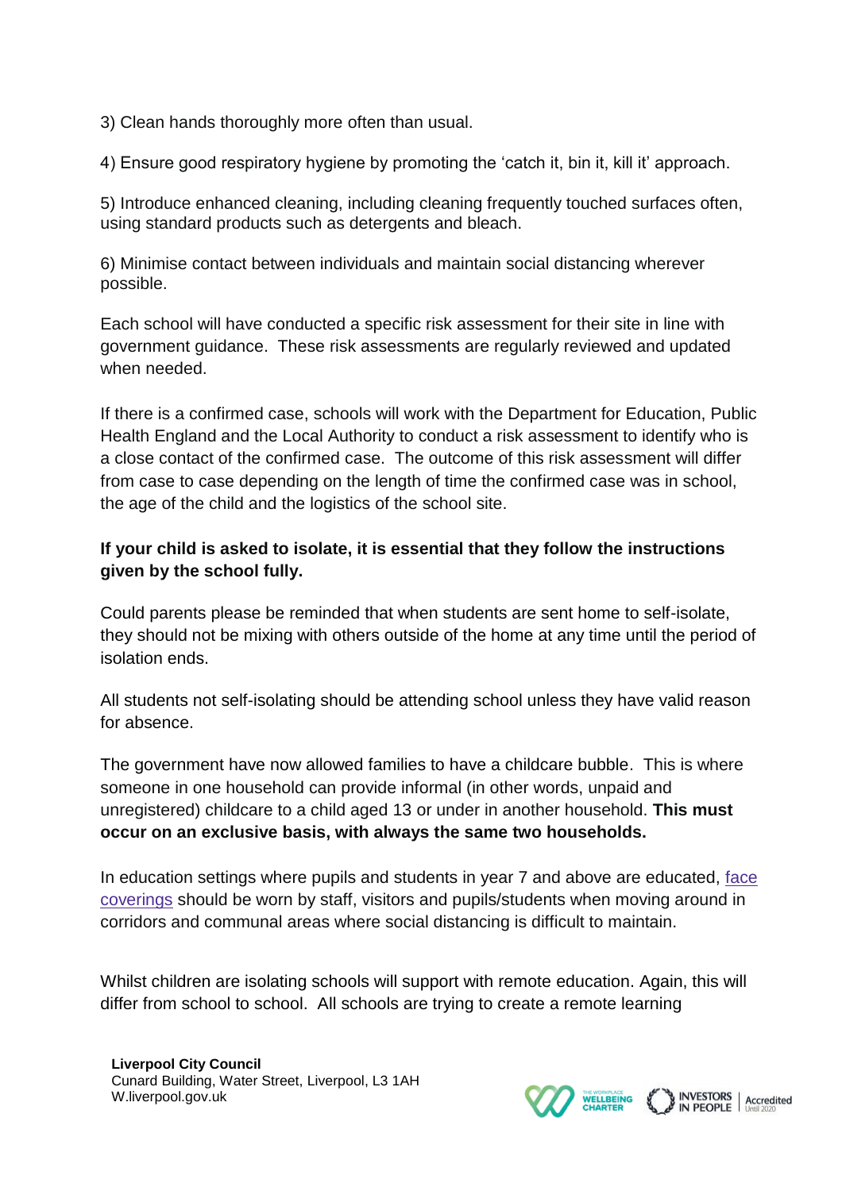3) Clean hands thoroughly more often than usual.

4) Ensure good respiratory hygiene by promoting the 'catch it, bin it, kill it' approach.

5) Introduce enhanced cleaning, including cleaning frequently touched surfaces often, using standard products such as detergents and bleach.

6) Minimise contact between individuals and maintain social distancing wherever possible.

Each school will have conducted a specific risk assessment for their site in line with government guidance. These risk assessments are regularly reviewed and updated when needed.

If there is a confirmed case, schools will work with the Department for Education, Public Health England and the Local Authority to conduct a risk assessment to identify who is a close contact of the confirmed case. The outcome of this risk assessment will differ from case to case depending on the length of time the confirmed case was in school, the age of the child and the logistics of the school site.

**If your child is asked to isolate, it is essential that they follow the instructions given by the school fully.**

Could parents please be reminded that when students are sent home to self-isolate, they should not be mixing with others outside of the home at any time until the period of isolation ends.

All students not self-isolating should be attending school unless they have valid reason for absence.

The government have now allowed families to have a childcare bubble. This is where someone in one household can provide informal (in other words, unpaid and unregistered) childcare to a child aged 13 or under in another household. **This must occur on an exclusive basis, with always the same two households.**

In education settings where pupils and students in year 7 and above are educated, face coverings should be worn by staff, visitors and pupils/students when moving around in corridors and communal areas where social distancing is difficult to maintain.

Whilst children are isolating schools will support with remote education. Again, this will differ from school to school. All schools are trying to create a remote learning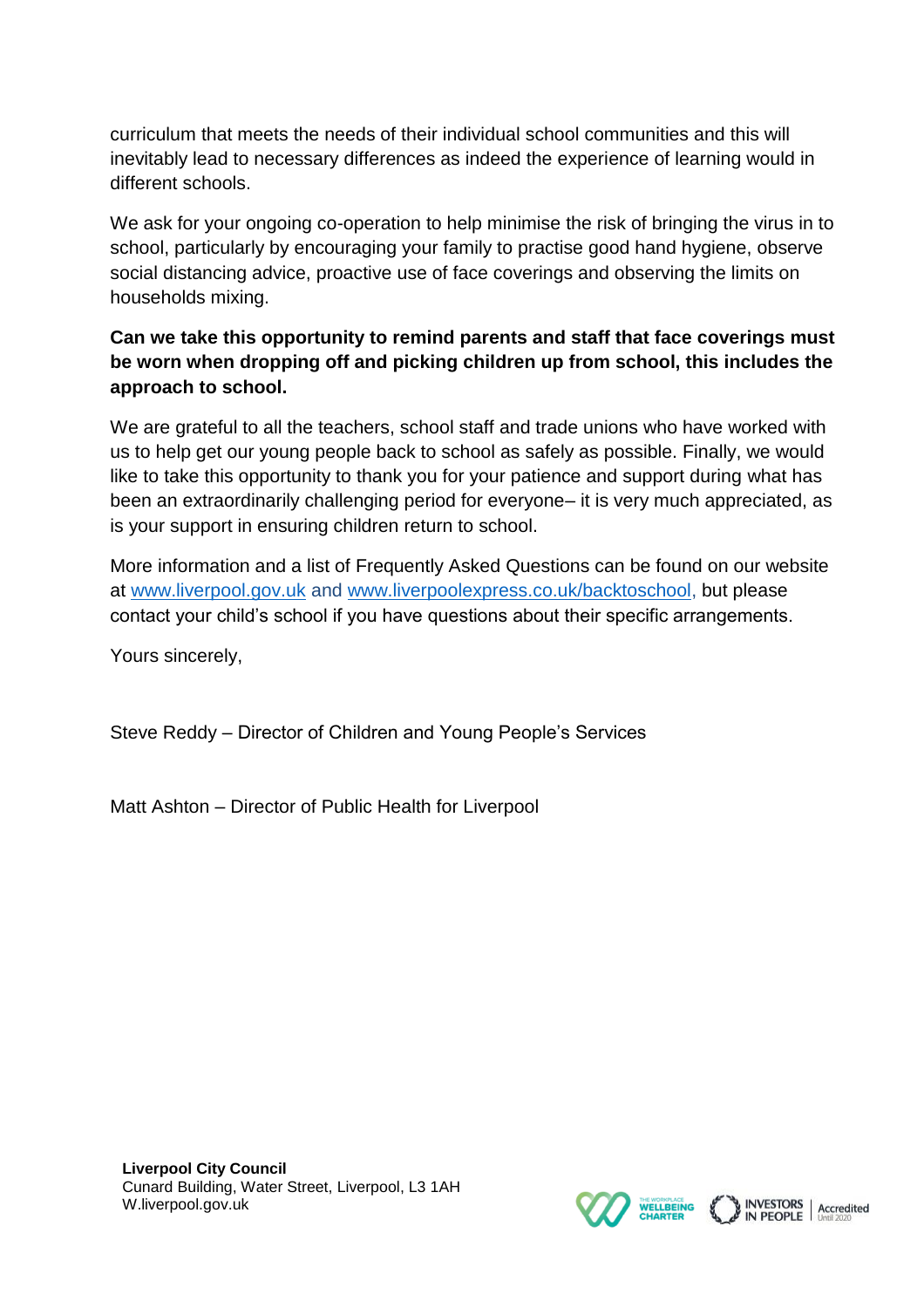curriculum that meets the needs of their individual school communities and this will inevitably lead to necessary differences as indeed the experience of learning would in different schools.

We ask for your ongoing co-operation to help minimise the risk of bringing the virus in to school, particularly by encouraging your family to practise good hand hygiene, observe social distancing advice, proactive use of face coverings and observing the limits on households mixing.

**Can we take this opportunity to remind parents and staff that face coverings must be worn when dropping off and picking children up from school, this includes the approach to school.**

We are grateful to all the teachers, school staff and trade unions who have worked with us to help get our young people back to school as safely as possible. Finally, we would like to take this opportunity to thank you for your patience and support during what has been an extraordinarily challenging period for everyone– it is very much appreciated, as is your support in ensuring children return to school.

More information and a list of Frequently Asked Questions can be found on our website at www.liverpool.gov.uk and www.liverpoolexpress.co.uk/backtoschool, but please contact your child's school if you have questions about their specific arrangements.

Yours sincerely,

Steve Reddy – Director of Children and Young People's Services

Matt Ashton – Director of Public Health for Liverpool

**Liverpool City Council**
Cunard Building, Water Street, Liverpool, L3 1AH
W.liverpool.gov.uk